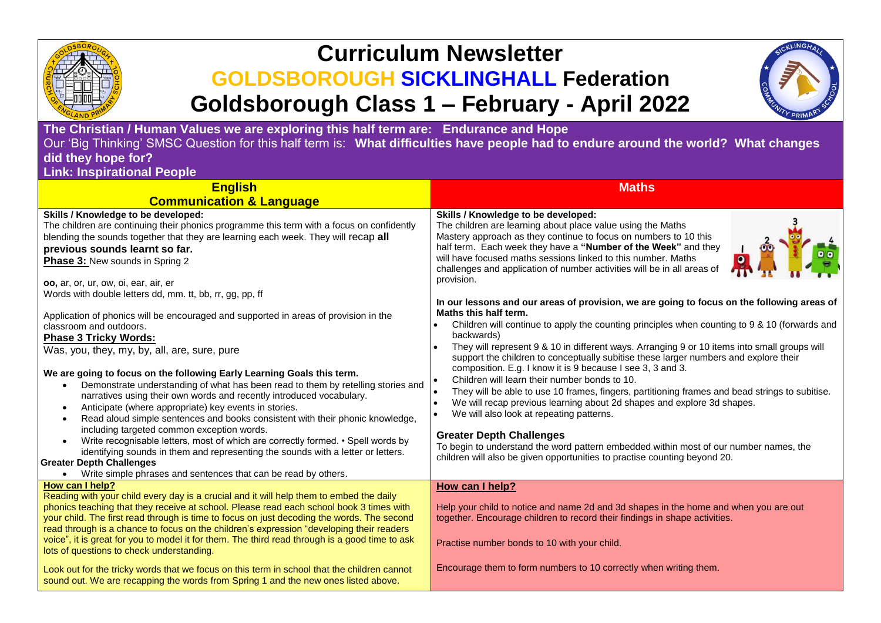# Curriculum Newsletter

## GOLDSBOROUGH SICKLINGHALL Federation

## Goldsborough Class 1 – February - April 2022

**The Christian / Human Values we are exploring this half term are: Endurance and Hope**

Our 'Big Thinking' SMSC Question for this half term is: **What difficulties have people had to endure around the world? What changes did they hope for?**

**Link: Inspirational People**

## English
### Communication & Language

**Skills / Knowledge to be developed:**

The children are continuing their phonics programme this term with a focus on confidently blending the sounds together that they are learning each week. They will recap **all previous sounds learnt so far.**

**Phase 3:** New sounds in Spring 2

**oo,** ar, or, ur, ow, oi, ear, air, er

Words with double letters dd, mm. tt, bb, rr, gg, pp, ff

Application of phonics will be encouraged and supported in areas of provision in the classroom and outdoors.

**Phase 3 Tricky Words:**

Was, you, they, my, by, all, are, sure, pure

**We are going to focus on the following Early Learning Goals this term.**

- Demonstrate understanding of what has been read to them by retelling stories and narratives using their own words and recently introduced vocabulary.
- Anticipate (where appropriate) key events in stories.
- Read aloud simple sentences and books consistent with their phonic knowledge, including targeted common exception words.
- Write recognisable letters, most of which are correctly formed. • Spell words by identifying sounds in them and representing the sounds with a letter or letters.

**Greater Depth Challenges**

- Write simple phrases and sentences that can be read by others.

**How can I help?**

Reading with your child every day is a crucial and it will help them to embed the daily phonics teaching that they receive at school. Please read each school book 3 times with your child. The first read through is time to focus on just decoding the words. The second read through is a chance to focus on the children's expression "developing their readers voice", it is great for you to model it for them. The third read through is a good time to ask lots of questions to check understanding.

Look out for the tricky words that we focus on this term in school that the children cannot sound out. We are recapping the words from Spring 1 and the new ones listed above.

## Maths

**Skills / Knowledge to be developed:**

The children are learning about place value using the Maths Mastery approach as they continue to focus on numbers to 10 this half term. Each week they have a **"Number of the Week"** and they will have focused maths sessions linked to this number. Maths challenges and application of number activities will be in all areas of provision.

**In our lessons and our areas of provision, we are going to focus on the following areas of Maths this half term.**

- Children will continue to apply the counting principles when counting to 9 & 10 (forwards and backwards)
- They will represent 9 & 10 in different ways. Arranging 9 or 10 items into small groups will support the children to conceptually subitise these larger numbers and explore their composition. E.g. I know it is 9 because I see 3, 3 and 3.
- Children will learn their number bonds to 10.
- They will be able to use 10 frames, fingers, partitioning frames and bead strings to subitise.
- We will recap previous learning about 2d shapes and explore 3d shapes.
- We will also look at repeating patterns.

**Greater Depth Challenges**

To begin to understand the word pattern embedded within most of our number names, the children will also be given opportunities to practise counting beyond 20.

**How can I help?**

Help your child to notice and name 2d and 3d shapes in the home and when you are out together. Encourage children to record their findings in shape activities.

Practise number bonds to 10 with your child.

Encourage them to form numbers to 10 correctly when writing them.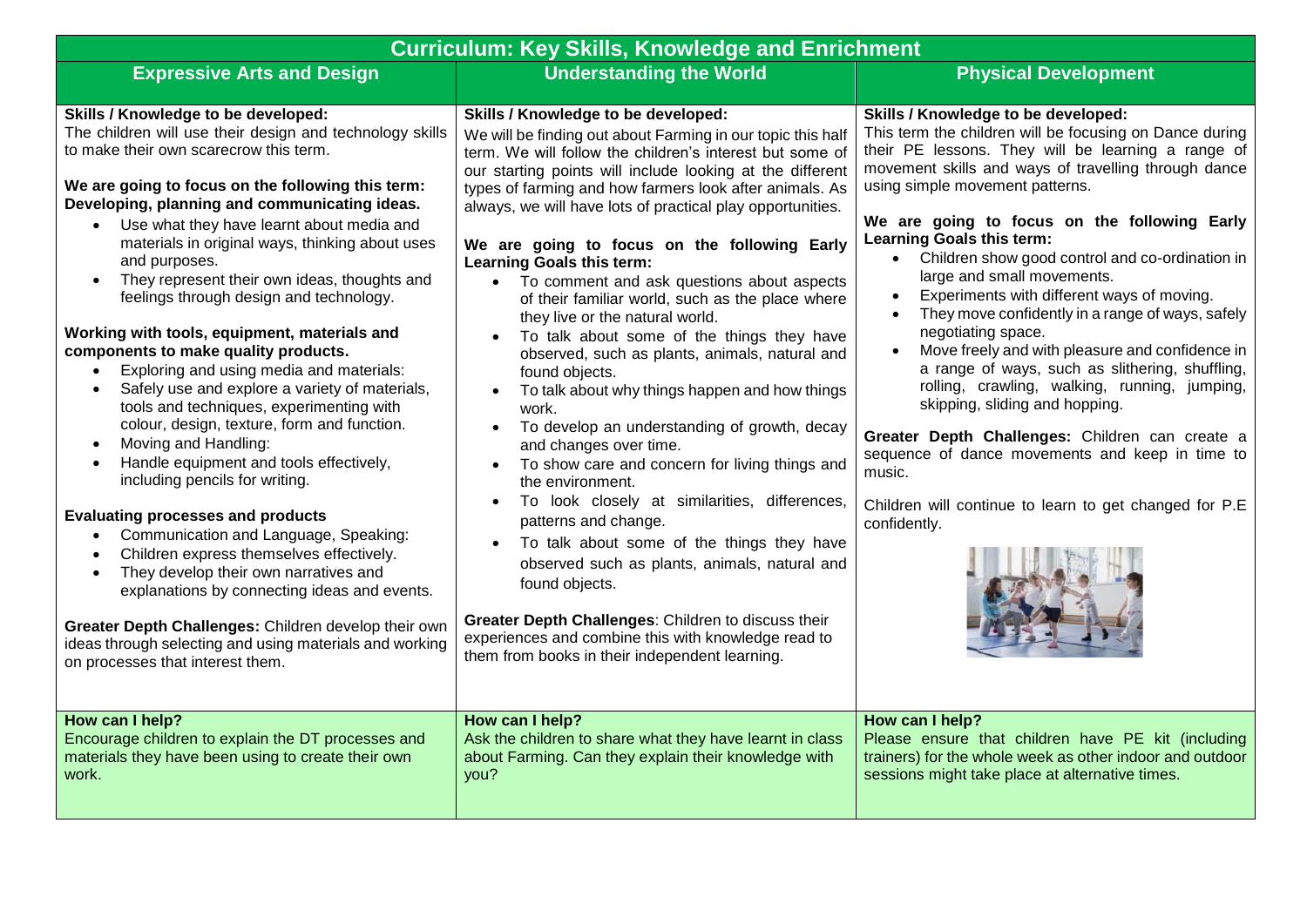# Curriculum: Key Skills, Knowledge and Enrichment

## Expressive Arts and Design

**Skills / Knowledge to be developed:**
The children will use their design and technology skills to make their own scarecrow this term.

**We are going to focus on the following this term:**
**Developing, planning and communicating ideas.**

- Use what they have learnt about media and materials in original ways, thinking about uses and purposes.
- They represent their own ideas, thoughts and feelings through design and technology.

**Working with tools, equipment, materials and components to make quality products.**

- Exploring and using media and materials:
- Safely use and explore a variety of materials, tools and techniques, experimenting with colour, design, texture, form and function.
- Moving and Handling:
- Handle equipment and tools effectively, including pencils for writing.

**Evaluating processes and products**

- Communication and Language, Speaking:
- Children express themselves effectively.
- They develop their own narratives and explanations by connecting ideas and events.

**Greater Depth Challenges:** Children develop their own ideas through selecting and using materials and working on processes that interest them.

**How can I help?**
Encourage children to explain the DT processes and materials they have been using to create their own work.

## Understanding the World

**Skills / Knowledge to be developed:**
We will be finding out about Farming in our topic this half term. We will follow the children's interest but some of our starting points will include looking at the different types of farming and how farmers look after animals. As always, we will have lots of practical play opportunities.

**We are going to focus on the following Early Learning Goals this term:**

- To comment and ask questions about aspects of their familiar world, such as the place where they live or the natural world.
- To talk about some of the things they have observed, such as plants, animals, natural and found objects.
- To talk about why things happen and how things work.
- To develop an understanding of growth, decay and changes over time.
- To show care and concern for living things and the environment.
- To look closely at similarities, differences, patterns and change.
- To talk about some of the things they have observed such as plants, animals, natural and found objects.

**Greater Depth Challenges**: Children to discuss their experiences and combine this with knowledge read to them from books in their independent learning.

**How can I help?**
Ask the children to share what they have learnt in class about Farming. Can they explain their knowledge with you?

## Physical Development

**Skills / Knowledge to be developed:**
This term the children will be focusing on Dance during their PE lessons. They will be learning a range of movement skills and ways of travelling through dance using simple movement patterns.

**We are going to focus on the following Early Learning Goals this term:**

- Children show good control and co-ordination in large and small movements.
- Experiments with different ways of moving.
- They move confidently in a range of ways, safely negotiating space.
- Move freely and with pleasure and confidence in a range of ways, such as slithering, shuffling, rolling, crawling, walking, running, jumping, skipping, sliding and hopping.

**Greater Depth Challenges:** Children can create a sequence of dance movements and keep in time to music.

Children will continue to learn to get changed for P.E confidently.

**How can I help?**
Please ensure that children have PE kit (including trainers) for the whole week as other indoor and outdoor sessions might take place at alternative times.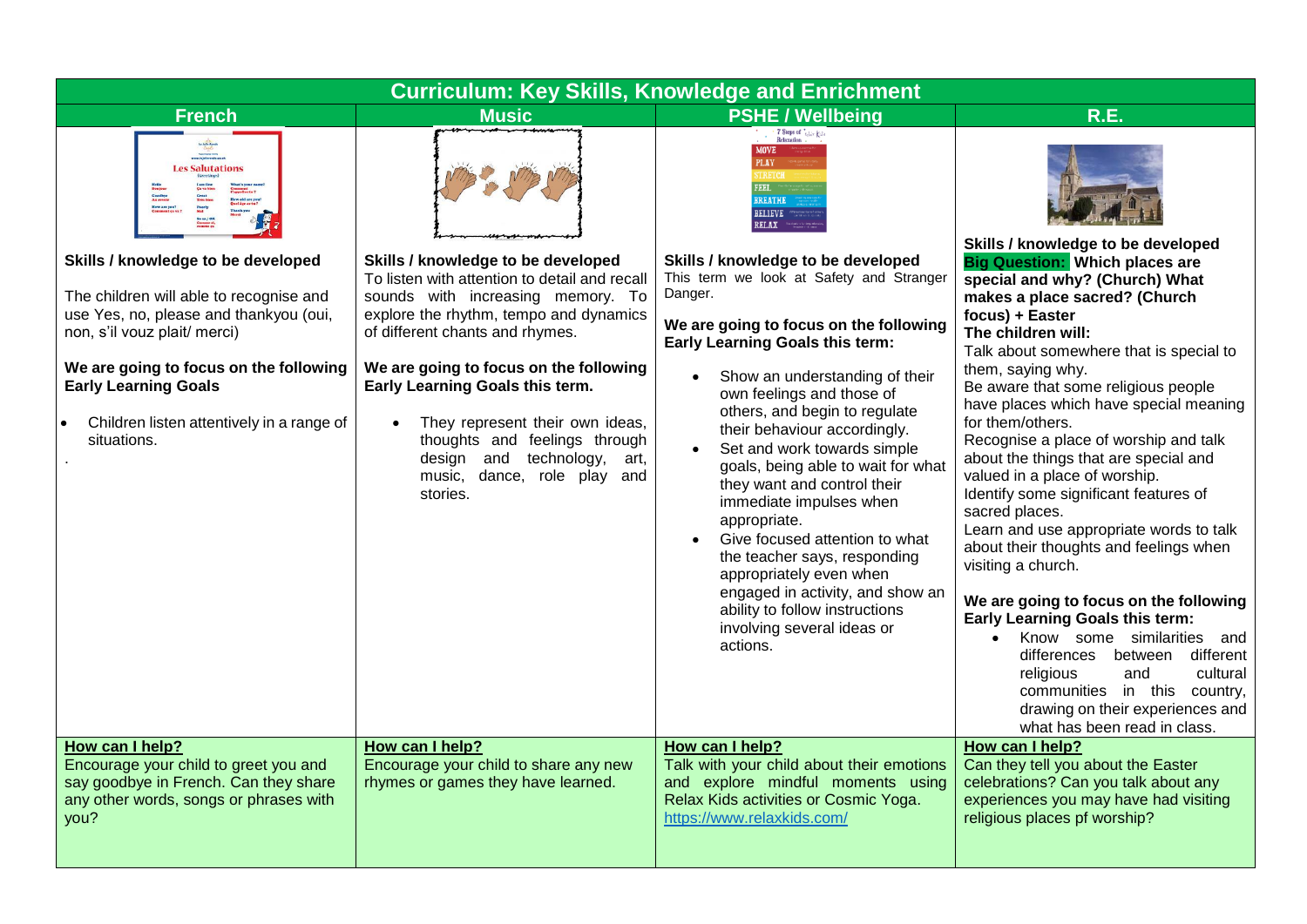# Curriculum: Key Skills, Knowledge and Enrichment

| French | Music | PSHE / Wellbeing | R.E. |
| --- | --- | --- | --- |
| **Skills / knowledge to be developed**<br><br>The children will able to recognise and use Yes, no, please and thankyou (oui, non, s'il vouz plait/ merci)<br><br>**We are going to focus on the following Early Learning Goals**<br><br>• Children listen attentively in a range of situations.<br>. | **Skills / knowledge to be developed**<br>To listen with attention to detail and recall sounds with increasing memory. To explore the rhythm, tempo and dynamics of different chants and rhymes.<br><br>**We are going to focus on the following Early Learning Goals this term.**<br><br>• They represent their own ideas, thoughts and feelings through design and technology, art, music, dance, role play and stories. | **Skills / knowledge to be developed**<br>This term we look at Safety and Stranger Danger.<br><br>**We are going to focus on the following Early Learning Goals this term:**<br><br>• Show an understanding of their own feelings and those of others, and begin to regulate their behaviour accordingly.<br>• Set and work towards simple goals, being able to wait for what they want and control their immediate impulses when appropriate.<br>• Give focused attention to what the teacher says, responding appropriately even when engaged in activity, and show an ability to follow instructions involving several ideas or actions. | **Skills / knowledge to be developed**<br>**Big Question: Which places are special and why? (Church) What makes a place sacred? (Church focus) + Easter**<br>**The children will:**<br>Talk about somewhere that is special to them, saying why.<br>Be aware that some religious people have places which have special meaning for them/others.<br>Recognise a place of worship and talk about the things that are special and valued in a place of worship.<br>Identify some significant features of sacred places.<br>Learn and use appropriate words to talk about their thoughts and feelings when visiting a church.<br><br>**We are going to focus on the following Early Learning Goals this term:**<br>• Know some similarities and differences between different religious and cultural communities in this country, drawing on their experiences and what has been read in class. |
| **How can I help?**<br>Encourage your child to greet you and say goodbye in French. Can they share any other words, songs or phrases with you? | **How can I help?**<br>Encourage your child to share any new rhymes or games they have learned. | **How can I help?**<br>Talk with your child about their emotions and explore mindful moments using Relax Kids activities or Cosmic Yoga.<br>https://www.relaxkids.com/ | **How can I help?**<br>Can they tell you about the Easter celebrations? Can you talk about any experiences you may have had visiting religious places pf worship? |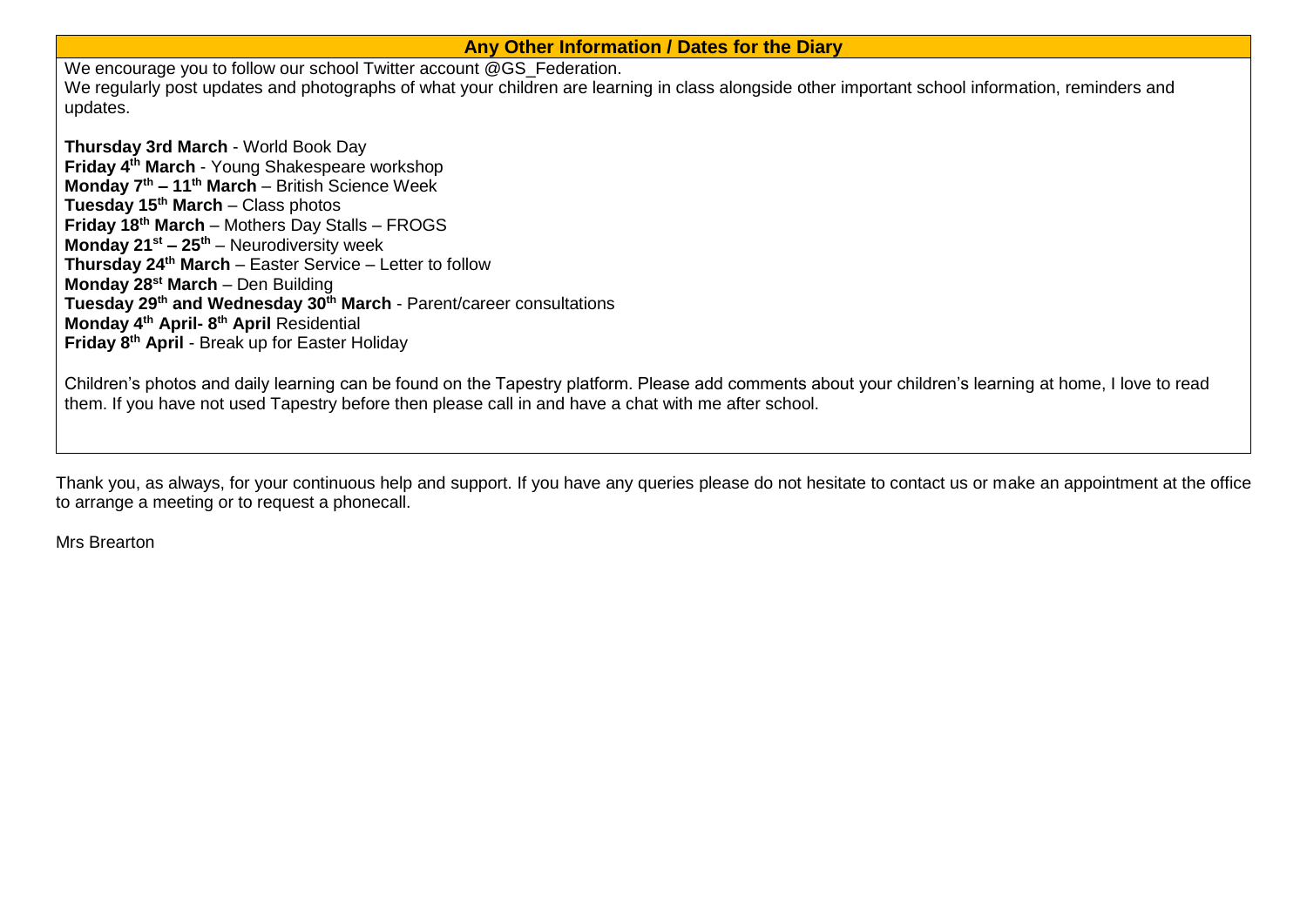## Any Other Information / Dates for the Diary

We encourage you to follow our school Twitter account @GS_Federation.
We regularly post updates and photographs of what your children are learning in class alongside other important school information, reminders and updates.

**Thursday 3rd March** - World Book Day
**Friday 4th March** - Young Shakespeare workshop
**Monday 7th – 11th March** – British Science Week
**Tuesday 15th March** – Class photos
**Friday 18th March** – Mothers Day Stalls – FROGS
**Monday 21st – 25th** – Neurodiversity week
**Thursday 24th March** – Easter Service – Letter to follow
**Monday 28st March** – Den Building
**Tuesday 29th and Wednesday 30th March** - Parent/career consultations
**Monday 4th April- 8th April** Residential
**Friday 8th April** - Break up for Easter Holiday

Children's photos and daily learning can be found on the Tapestry platform. Please add comments about your children's learning at home, I love to read them. If you have not used Tapestry before then please call in and have a chat with me after school.

Thank you, as always, for your continuous help and support. If you have any queries please do not hesitate to contact us or make an appointment at the office to arrange a meeting or to request a phonecall.

Mrs Brearton